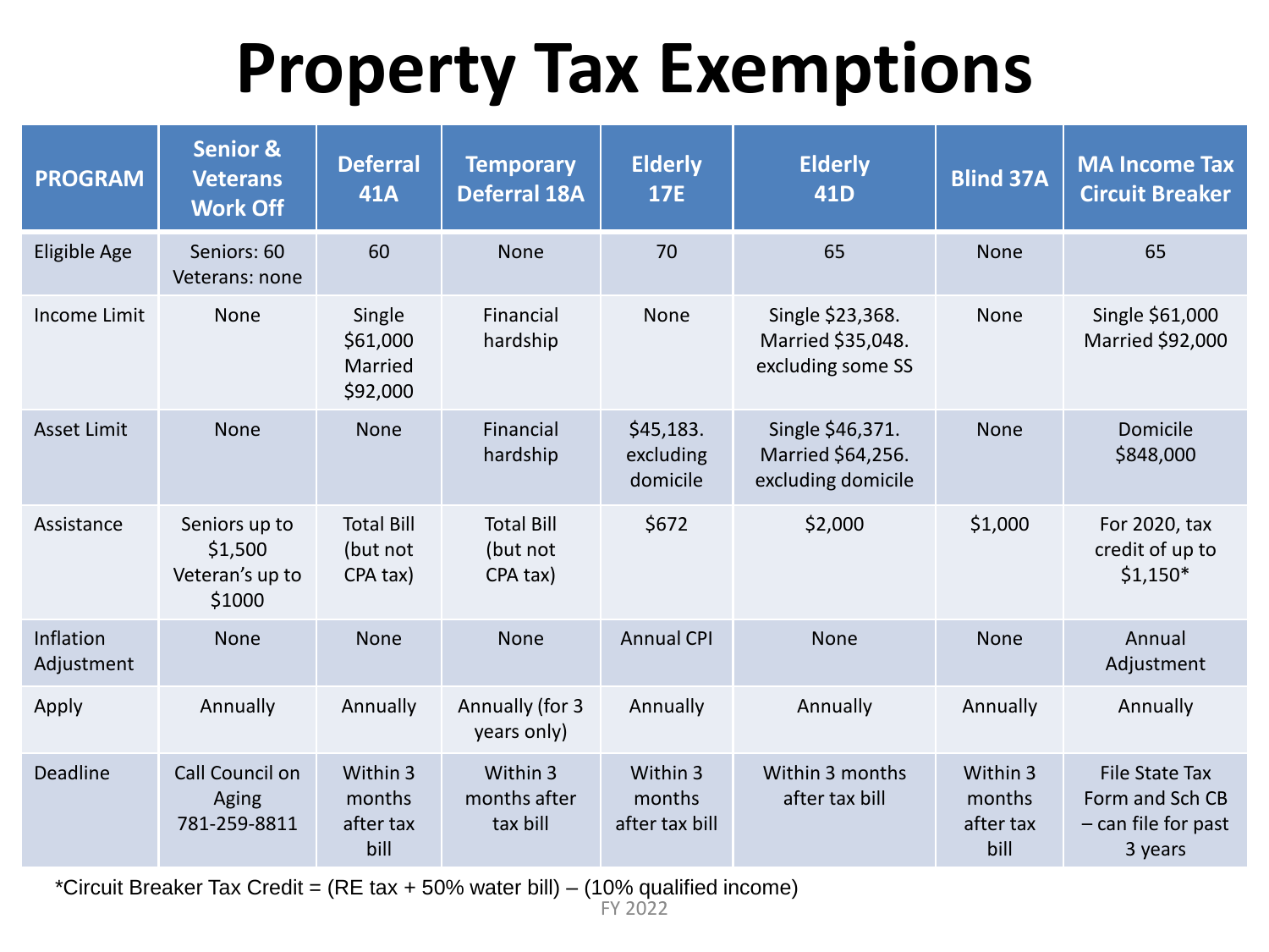# Property Tax Exemptions

| PROGRAM | Senior & Veterans Work Off | Deferral 41A | Temporary Deferral 18A | Elderly 17E | Elderly 41D | Blind 37A | MA Income Tax Circuit Breaker |
|---|---|---|---|---|---|---|---|
| Eligible Age | Seniors: 60 Veterans: none | 60 | None | 70 | 65 | None | 65 |
| Income Limit | None | Single $61,000 Married $92,000 | Financial hardship | None | Single $23,368. Married $35,048. excluding some SS | None | Single $61,000 Married $92,000 |
| Asset Limit | None | None | Financial hardship | $45,183. excluding domicile | Single $46,371. Married $64,256. excluding domicile | None | Domicile $848,000 |
| Assistance | Seniors up to $1,500 Veteran's up to $1000 | Total Bill (but not CPA tax) | Total Bill (but not CPA tax) | $672 | $2,000 | $1,000 | For 2020, tax credit of up to $1,150* |
| Inflation Adjustment | None | None | None | Annual CPI | None | None | Annual Adjustment |
| Apply | Annually | Annually | Annually (for 3 years only) | Annually | Annually | Annually | Annually |
| Deadline | Call Council on Aging 781-259-8811 | Within 3 months after tax bill | Within 3 months after tax bill | Within 3 months after tax bill | Within 3 months after tax bill | Within 3 months after tax bill | File State Tax Form and Sch CB – can file for past 3 years |

*Circuit Breaker Tax Credit = (RE tax + 50% water bill) – (10% qualified income)

FY 2022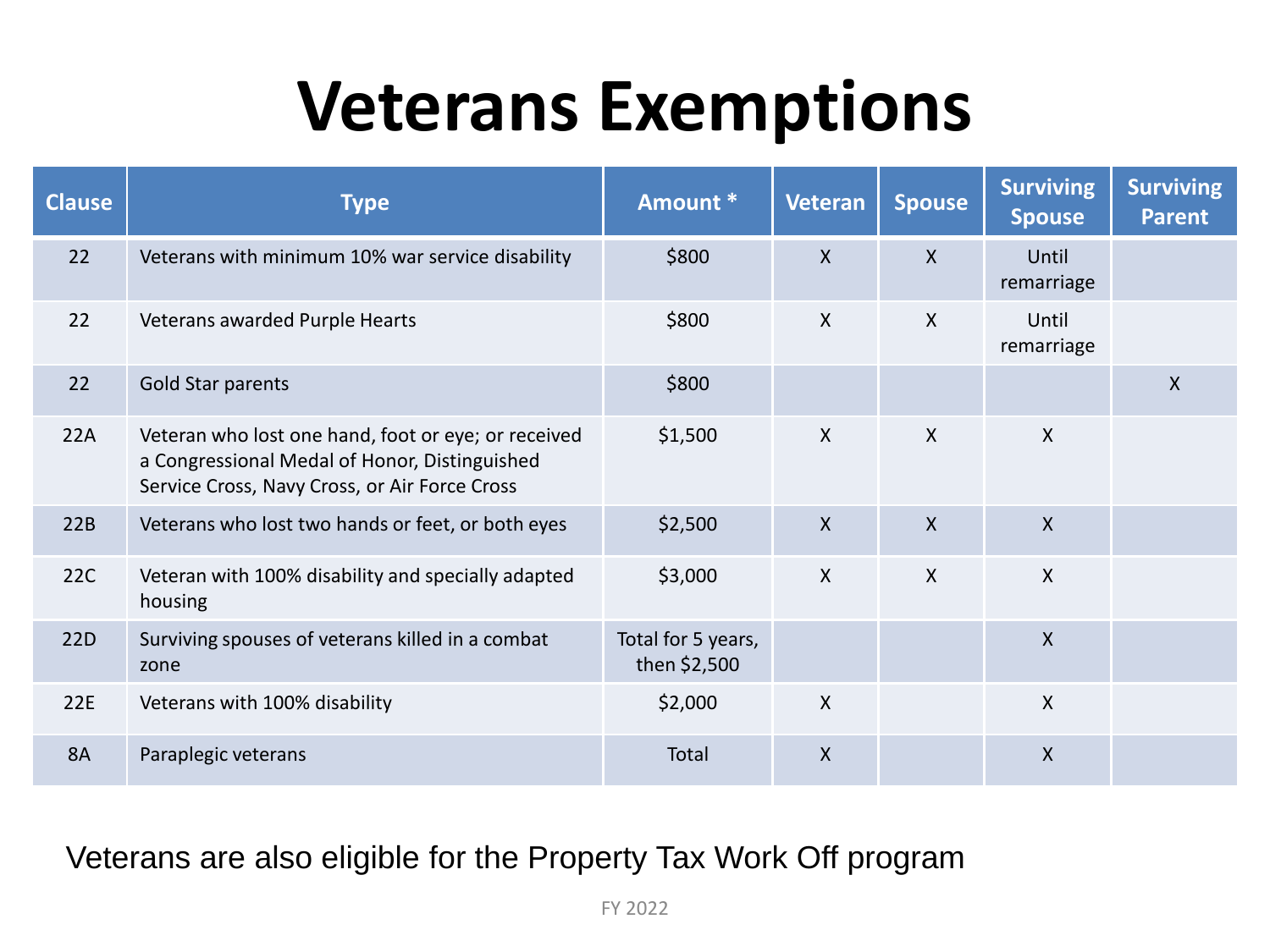# Veterans Exemptions

| Clause | Type | Amount * | Veteran | Spouse | Surviving Spouse | Surviving Parent |
|---|---|---|---|---|---|---|
| 22 | Veterans with minimum 10% war service disability | $800 | X | X | Until remarriage | |
| 22 | Veterans awarded Purple Hearts | $800 | X | X | Until remarriage | |
| 22 | Gold Star parents | $800 | | | | X |
| 22A | Veteran who lost one hand, foot or eye; or received a Congressional Medal of Honor, Distinguished Service Cross, Navy Cross, or Air Force Cross | $1,500 | X | X | X | |
| 22B | Veterans who lost two hands or feet, or both eyes | $2,500 | X | X | X | |
| 22C | Veteran with 100% disability and specially adapted housing | $3,000 | X | X | X | |
| 22D | Surviving spouses of veterans killed in a combat zone | Total for 5 years, then $2,500 | | | X | |
| 22E | Veterans with 100% disability | $2,000 | X | | X | |
| 8A | Paraplegic veterans | Total | X | | X | |

Veterans are also eligible for the Property Tax Work Off program

FY 2022